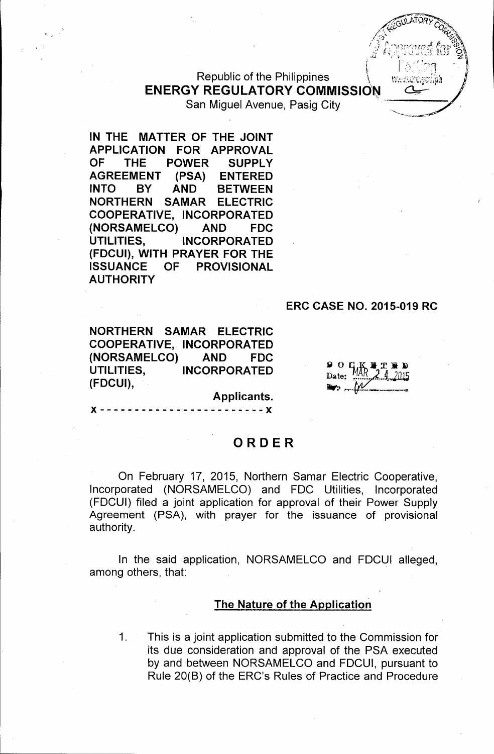Republic of the Philippines
**ENERGY REGULATORY COMMISSION**
San Miguel Avenue, Pasig City

**IN THE MATTER OF THE JOINT APPLICATION FOR APPROVAL OF THE POWER SUPPLY AGREEMENT (PSA) ENTERED INTO BY AND BETWEEN NORTHERN SAMAR ELECTRIC COOPERATIVE, INCORPORATED (NORSAMELCO) AND FDC UTILITIES, INCORPORATED (FDCUI), WITH PRAYER FOR THE ISSUANCE OF PROVISIONAL AUTHORITY**

**ERC CASE NO. 2015-019 RC**

**NORTHERN SAMAR ELECTRIC COOPERATIVE, INCORPORATED (NORSAMELCO) AND FDC UTILITIES, INCORPORATED (FDCUI),**

**Applicants.**

x - - - - - - - - - - - - - - - - - - - - - - - - x

DOCKETED
Date: MAR 24 2015

# ORDER

On February 17, 2015, Northern Samar Electric Cooperative, Incorporated (NORSAMELCO) and FDC Utilities, Incorporated (FDCUI) filed a joint application for approval of their Power Supply Agreement (PSA), with prayer for the issuance of provisional authority.

In the said application, NORSAMELCO and FDCUI alleged, among others, that:

## The Nature of the Application

1. This is a joint application submitted to the Commission for its due consideration and approval of the PSA executed by and between NORSAMELCO and FDCUI, pursuant to Rule 20(B) of the ERC's Rules of Practice and Procedure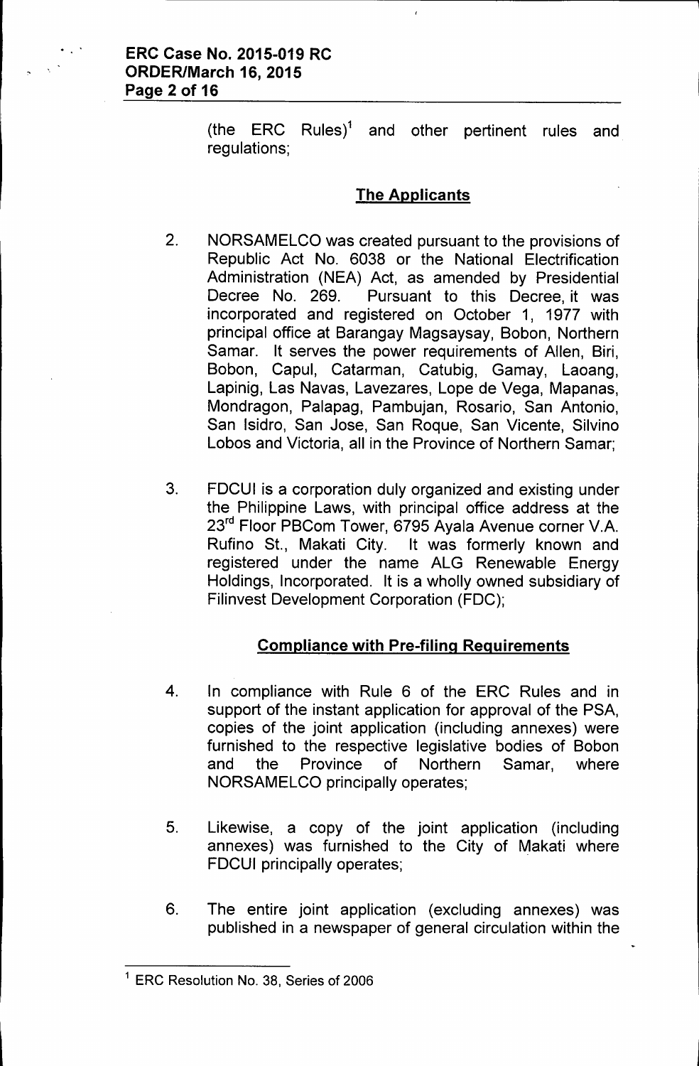(the ERC Rules)[1] and other pertinent rules and regulations;

## The Applicants

2. NORSAMELCO was created pursuant to the provisions of Republic Act No. 6038 or the National Electrification Administration (NEA) Act, as amended by Presidential Decree No. 269. Pursuant to this Decree, it was incorporated and registered on October 1, 1977 with principal office at Barangay Magsaysay, Bobon, Northern Samar. It serves the power requirements of Allen, Biri, Bobon, Capul, Catarman, Catubig, Gamay, Laoang, Lapinig, Las Navas, Lavezares, Lope de Vega, Mapanas, Mondragon, Palapag, Pambujan, Rosario, San Antonio, San Isidro, San Jose, San Roque, San Vicente, Silvino Lobos and Victoria, all in the Province of Northern Samar;

3. FDCUI is a corporation duly organized and existing under the Philippine Laws, with principal office address at the 23rd Floor PBCom Tower, 6795 Ayala Avenue corner V.A. Rufino St., Makati City. It was formerly known and registered under the name ALG Renewable Energy Holdings, Incorporated. It is a wholly owned subsidiary of Filinvest Development Corporation (FDC);

## Compliance with Pre-filing Requirements

4. In compliance with Rule 6 of the ERC Rules and in support of the instant application for approval of the PSA, copies of the joint application (including annexes) were furnished to the respective legislative bodies of Bobon and the Province of Northern Samar, where NORSAMELCO principally operates;

5. Likewise, a copy of the joint application (including annexes) was furnished to the City of Makati where FDCUI principally operates;

6. The entire joint application (excluding annexes) was published in a newspaper of general circulation within the

---

[1] ERC Resolution No. 38, Series of 2006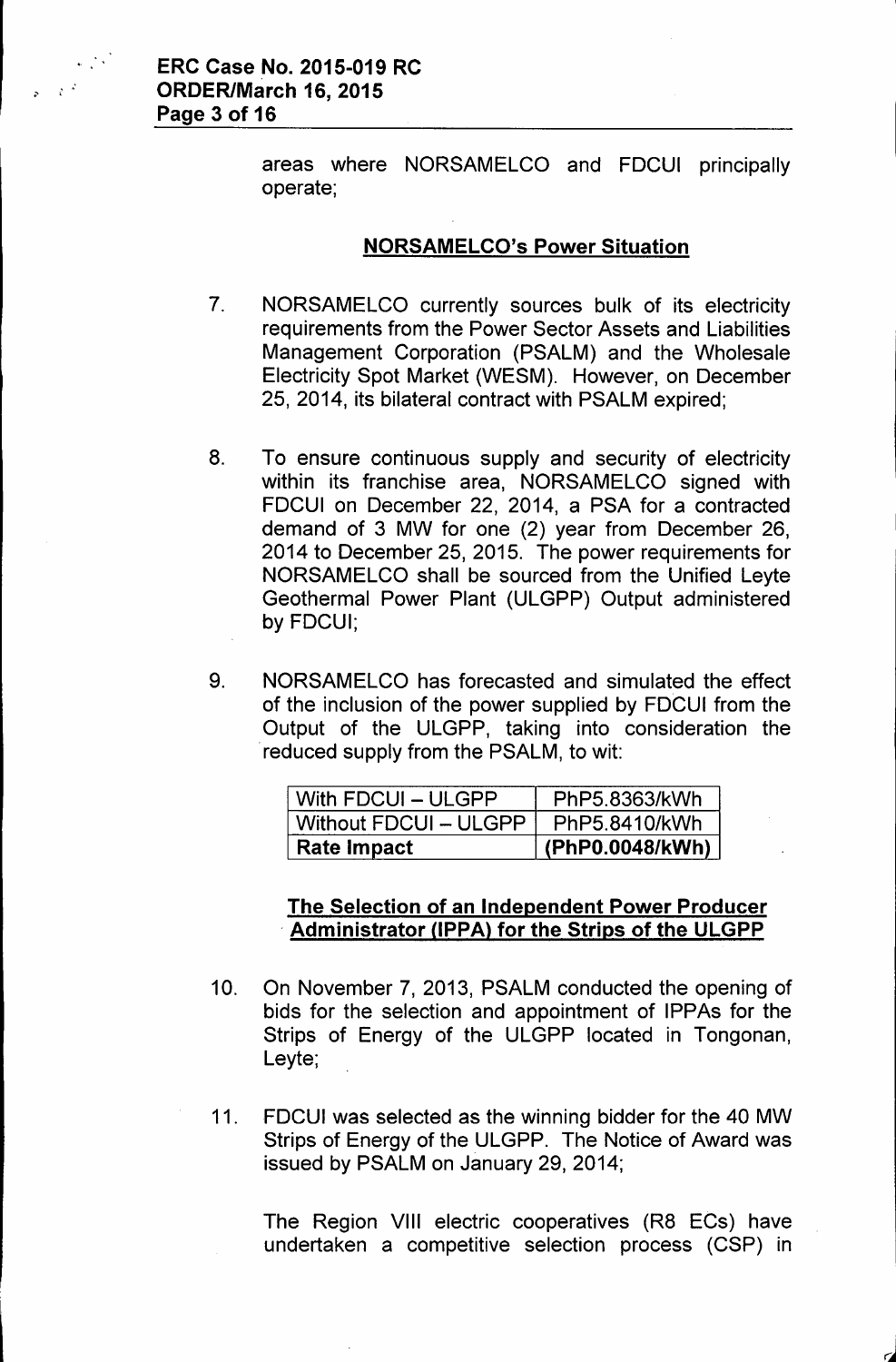areas where NORSAMELCO and FDCUI principally operate;

## NORSAMELCO's Power Situation

7. NORSAMELCO currently sources bulk of its electricity requirements from the Power Sector Assets and Liabilities Management Corporation (PSALM) and the Wholesale Electricity Spot Market (WESM). However, on December 25, 2014, its bilateral contract with PSALM expired;

8. To ensure continuous supply and security of electricity within its franchise area, NORSAMELCO signed with FDCUI on December 22, 2014, a PSA for a contracted demand of 3 MW for one (2) year from December 26, 2014 to December 25, 2015. The power requirements for NORSAMELCO shall be sourced from the Unified Leyte Geothermal Power Plant (ULGPP) Output administered by FDCUI;

9. NORSAMELCO has forecasted and simulated the effect of the inclusion of the power supplied by FDCUI from the Output of the ULGPP, taking into consideration the reduced supply from the PSALM, to wit:

| With FDCUI – ULGPP | PhP5.8363/kWh |
|---|---|
| Without FDCUI – ULGPP | PhP5.8410/kWh |
| **Rate Impact** | **(PhP0.0048/kWh)** |

## The Selection of an Independent Power Producer Administrator (IPPA) for the Strips of the ULGPP

10. On November 7, 2013, PSALM conducted the opening of bids for the selection and appointment of IPPAs for the Strips of Energy of the ULGPP located in Tongonan, Leyte;

11. FDCUI was selected as the winning bidder for the 40 MW Strips of Energy of the ULGPP. The Notice of Award was issued by PSALM on January 29, 2014;

    The Region VIII electric cooperatives (R8 ECs) have undertaken a competitive selection process (CSP) in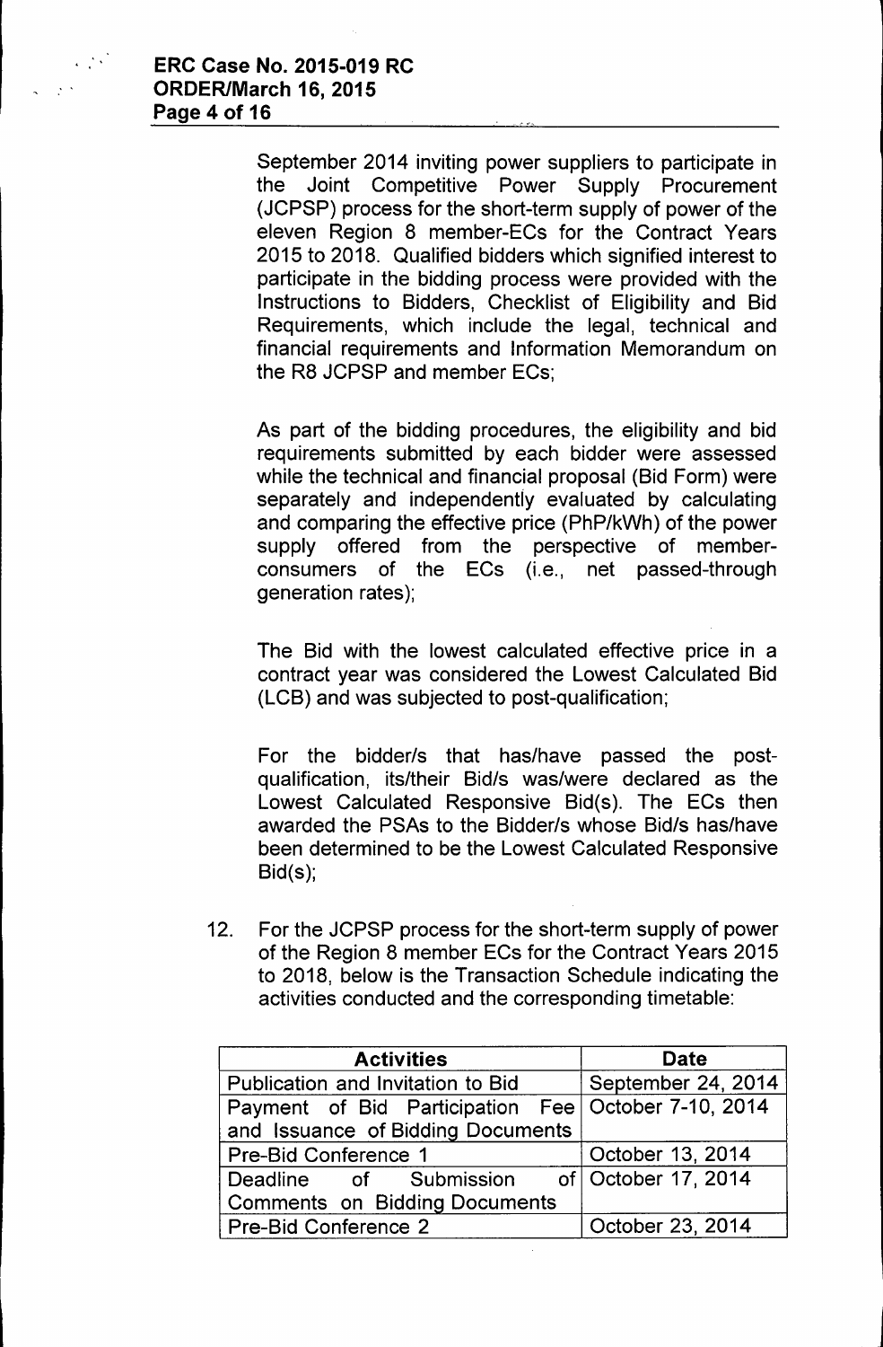September 2014 inviting power suppliers to participate in the Joint Competitive Power Supply Procurement (JCPSP) process for the short-term supply of power of the eleven Region 8 member-ECs for the Contract Years 2015 to 2018. Qualified bidders which signified interest to participate in the bidding process were provided with the Instructions to Bidders, Checklist of Eligibility and Bid Requirements, which include the legal, technical and financial requirements and Information Memorandum on the R8 JCPSP and member ECs;

As part of the bidding procedures, the eligibility and bid requirements submitted by each bidder were assessed while the technical and financial proposal (Bid Form) were separately and independently evaluated by calculating and comparing the effective price (PhP/kWh) of the power supply offered from the perspective of member-consumers of the ECs (i.e., net passed-through generation rates);

The Bid with the lowest calculated effective price in a contract year was considered the Lowest Calculated Bid (LCB) and was subjected to post-qualification;

For the bidder/s that has/have passed the post-qualification, its/their Bid/s was/were declared as the Lowest Calculated Responsive Bid(s). The ECs then awarded the PSAs to the Bidder/s whose Bid/s has/have been determined to be the Lowest Calculated Responsive Bid(s);

12. For the JCPSP process for the short-term supply of power of the Region 8 member ECs for the Contract Years 2015 to 2018, below is the Transaction Schedule indicating the activities conducted and the corresponding timetable:

| Activities | Date |
|---|---|
| Publication and Invitation to Bid | September 24, 2014 |
| Payment of Bid Participation Fee and Issuance of Bidding Documents | October 7-10, 2014 |
| Pre-Bid Conference 1 | October 13, 2014 |
| Deadline of Submission of Comments on Bidding Documents | October 17, 2014 |
| Pre-Bid Conference 2 | October 23, 2014 |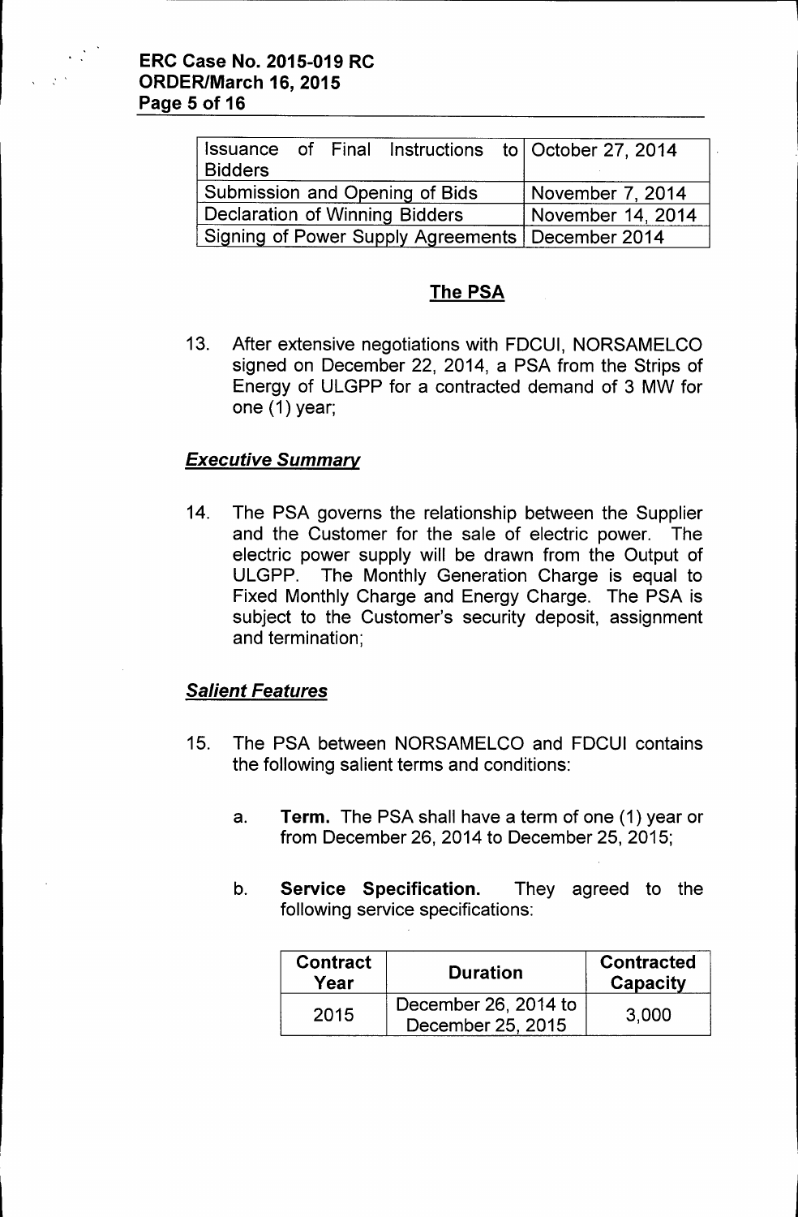| Issuance of Final Instructions to Bidders | October 27, 2014 |
|---|---|
| Submission and Opening of Bids | November 7, 2014 |
| Declaration of Winning Bidders | November 14, 2014 |
| Signing of Power Supply Agreements | December 2014 |

## The PSA

13. After extensive negotiations with FDCUI, NORSAMELCO signed on December 22, 2014, a PSA from the Strips of Energy of ULGPP for a contracted demand of 3 MW for one (1) year;

### *Executive Summary*

14. The PSA governs the relationship between the Supplier and the Customer for the sale of electric power. The electric power supply will be drawn from the Output of ULGPP. The Monthly Generation Charge is equal to Fixed Monthly Charge and Energy Charge. The PSA is subject to the Customer's security deposit, assignment and termination;

### *Salient Features*

15. The PSA between NORSAMELCO and FDCUI contains the following salient terms and conditions:

    a. **Term.** The PSA shall have a term of one (1) year or from December 26, 2014 to December 25, 2015;

    b. **Service Specification.** They agreed to the following service specifications:

| Contract Year | Duration | Contracted Capacity |
|---|---|---|
| 2015 | December 26, 2014 to December 25, 2015 | 3,000 |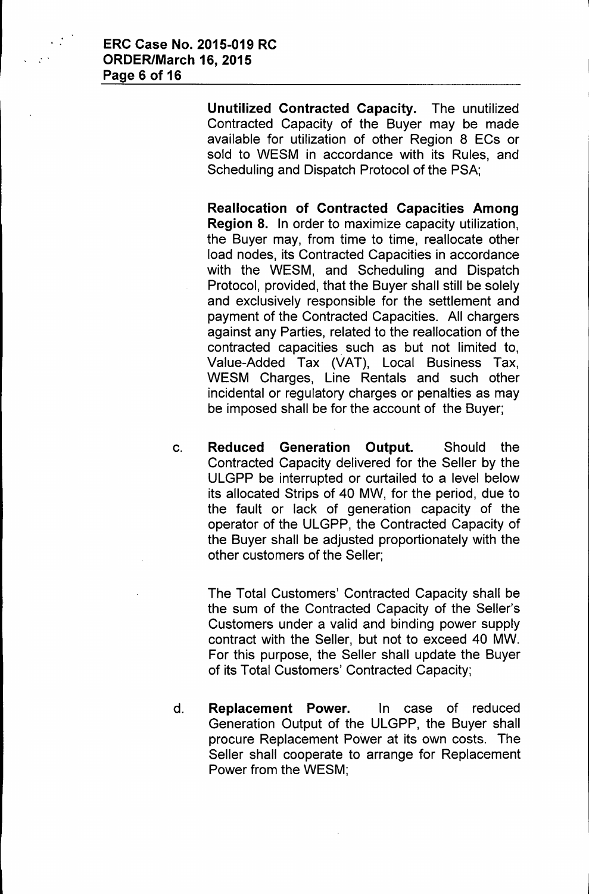**Unutilized Contracted Capacity.** The unutilized Contracted Capacity of the Buyer may be made available for utilization of other Region 8 ECs or sold to WESM in accordance with its Rules, and Scheduling and Dispatch Protocol of the PSA;

**Reallocation of Contracted Capacities Among Region 8.** In order to maximize capacity utilization, the Buyer may, from time to time, reallocate other load nodes, its Contracted Capacities in accordance with the WESM, and Scheduling and Dispatch Protocol, provided, that the Buyer shall still be solely and exclusively responsible for the settlement and payment of the Contracted Capacities. All chargers against any Parties, related to the reallocation of the contracted capacities such as but not limited to, Value-Added Tax (VAT), Local Business Tax, WESM Charges, Line Rentals and such other incidental or regulatory charges or penalties as may be imposed shall be for the account of the Buyer;

c. **Reduced Generation Output.** Should the Contracted Capacity delivered for the Seller by the ULGPP be interrupted or curtailed to a level below its allocated Strips of 40 MW, for the period, due to the fault or lack of generation capacity of the operator of the ULGPP, the Contracted Capacity of the Buyer shall be adjusted proportionately with the other customers of the Seller;

   The Total Customers' Contracted Capacity shall be the sum of the Contracted Capacity of the Seller's Customers under a valid and binding power supply contract with the Seller, but not to exceed 40 MW. For this purpose, the Seller shall update the Buyer of its Total Customers' Contracted Capacity;

d. **Replacement Power.** In case of reduced Generation Output of the ULGPP, the Buyer shall procure Replacement Power at its own costs. The Seller shall cooperate to arrange for Replacement Power from the WESM;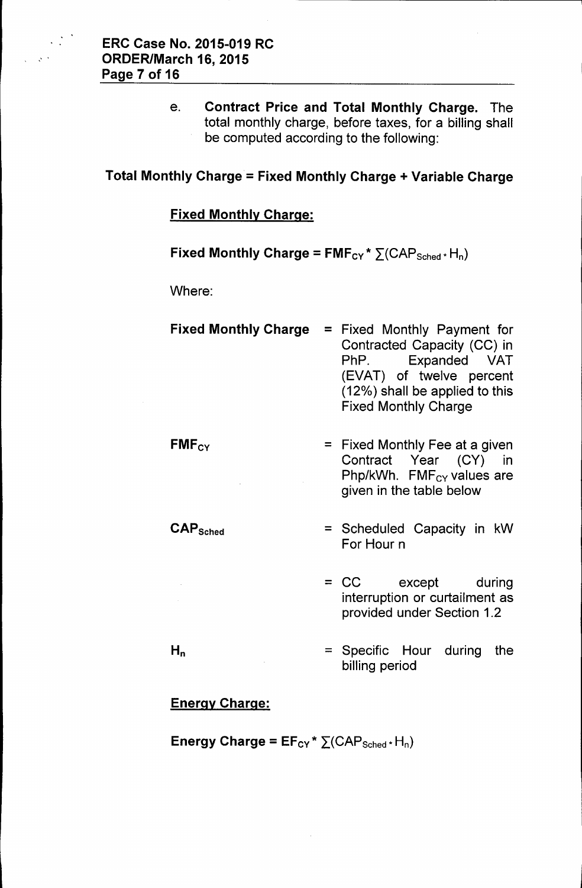e. **Contract Price and Total Monthly Charge.** The total monthly charge, before taxes, for a billing shall be computed according to the following:

**Total Monthly Charge = Fixed Monthly Charge + Variable Charge**

**Fixed Monthly Charge:**

**Fixed Monthly Charge =** $FMF_{CY} * \sum(CAP_{Sched} * H_n)$

Where:

| | | |
|---|---|---|
| **Fixed Monthly Charge** | = | Fixed Monthly Payment for Contracted Capacity (CC) in PhP. Expanded VAT (EVAT) of twelve percent (12%) shall be applied to this Fixed Monthly Charge |
| $FMF_{CY}$ | = | Fixed Monthly Fee at a given Contract Year (CY) in Php/kWh. $FMF_{CY}$ values are given in the table below |
| $CAP_{Sched}$ | = | Scheduled Capacity in kW For Hour n |
| | = | CC except during interruption or curtailment as provided under Section 1.2 |
| $H_n$ | = | Specific Hour during the billing period |

**Energy Charge:**

**Energy Charge =** $EF_{CY} * \sum(CAP_{Sched} * H_n)$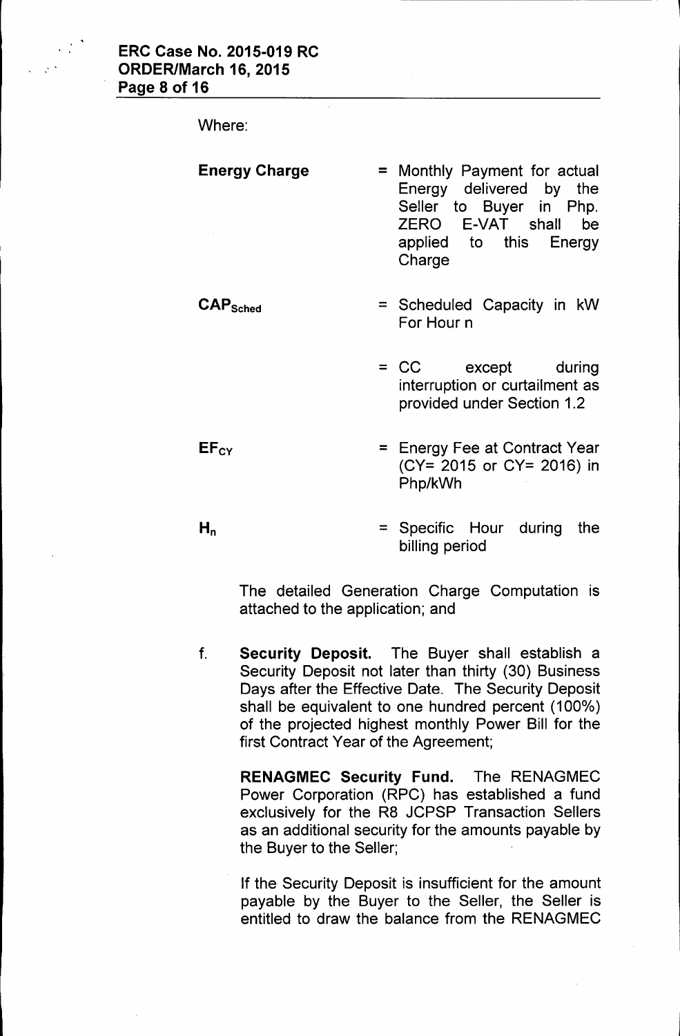Where:

| | | |
|---|---|---|
| **Energy Charge** | = | Monthly Payment for actual Energy delivered by the Seller to Buyer in Php. ZERO E-VAT shall be applied to this Energy Charge |
| $CAP_{Sched}$ | = | Scheduled Capacity in kW For Hour n |
| | = | CC except during interruption or curtailment as provided under Section 1.2 |
| $EF_{CY}$ | = | Energy Fee at Contract Year (CY= 2015 or CY= 2016) in Php/kWh |
| $H_n$ | = | Specific Hour during the billing period |

The detailed Generation Charge Computation is attached to the application; and

f. **Security Deposit.** The Buyer shall establish a Security Deposit not later than thirty (30) Business Days after the Effective Date. The Security Deposit shall be equivalent to one hundred percent (100%) of the projected highest monthly Power Bill for the first Contract Year of the Agreement;

   **RENAGMEC Security Fund.** The RENAGMEC Power Corporation (RPC) has established a fund exclusively for the R8 JCPSP Transaction Sellers as an additional security for the amounts payable by the Buyer to the Seller;

   If the Security Deposit is insufficient for the amount payable by the Buyer to the Seller, the Seller is entitled to draw the balance from the RENAGMEC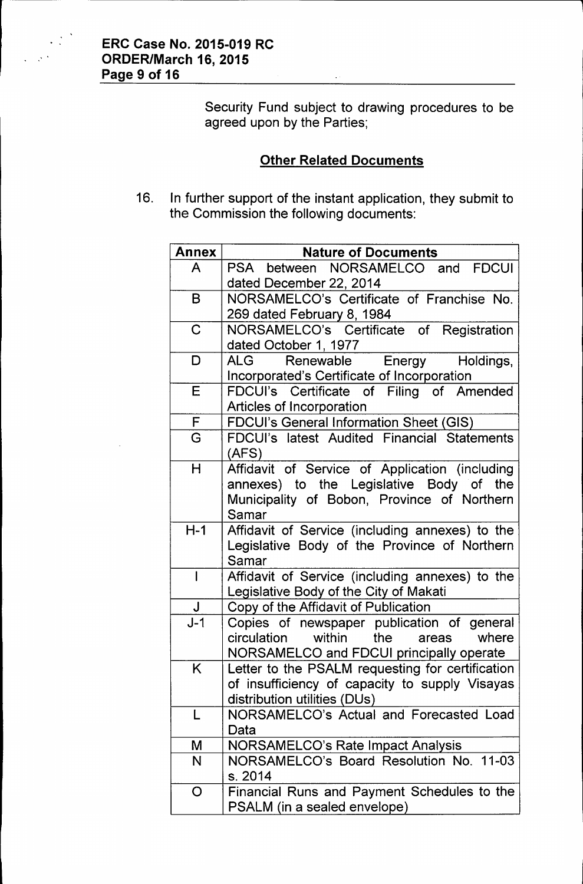Security Fund subject to drawing procedures to be agreed upon by the Parties;

## Other Related Documents

16. In further support of the instant application, they submit to the Commission the following documents:

| Annex | Nature of Documents |
|---|---|
| A | PSA between NORSAMELCO and FDCUI dated December 22, 2014 |
| B | NORSAMELCO's Certificate of Franchise No. 269 dated February 8, 1984 |
| C | NORSAMELCO's Certificate of Registration dated October 1, 1977 |
| D | ALG Renewable Energy Holdings, Incorporated's Certificate of Incorporation |
| E | FDCUI's Certificate of Filing of Amended Articles of Incorporation |
| F | FDCUI's General Information Sheet (GIS) |
| G | FDCUI's latest Audited Financial Statements (AFS) |
| H | Affidavit of Service of Application (including annexes) to the Legislative Body of the Municipality of Bobon, Province of Northern Samar |
| H-1 | Affidavit of Service (including annexes) to the Legislative Body of the Province of Northern Samar |
| I | Affidavit of Service (including annexes) to the Legislative Body of the City of Makati |
| J | Copy of the Affidavit of Publication |
| J-1 | Copies of newspaper publication of general circulation within the areas where NORSAMELCO and FDCUI principally operate |
| K | Letter to the PSALM requesting for certification of insufficiency of capacity to supply Visayas distribution utilities (DUs) |
| L | NORSAMELCO's Actual and Forecasted Load Data |
| M | NORSAMELCO's Rate Impact Analysis |
| N | NORSAMELCO's Board Resolution No. 11-03 s. 2014 |
| O | Financial Runs and Payment Schedules to the PSALM (in a sealed envelope) |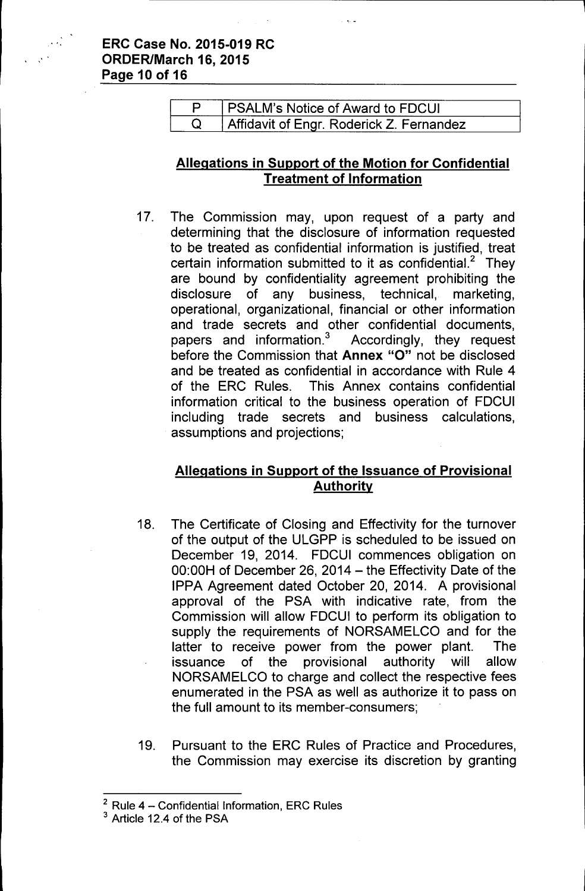| P | PSALM's Notice of Award to FDCUI |
|---|---|
| Q | Affidavit of Engr. Roderick Z. Fernandez |

## Allegations in Support of the Motion for Confidential Treatment of Information

17. The Commission may, upon request of a party and determining that the disclosure of information requested to be treated as confidential information is justified, treat certain information submitted to it as confidential.[2] They are bound by confidentiality agreement prohibiting the disclosure of any business, technical, marketing, operational, organizational, financial or other information and trade secrets and other confidential documents, papers and information.[3] Accordingly, they request before the Commission that **Annex "O"** not be disclosed and be treated as confidential in accordance with Rule 4 of the ERC Rules. This Annex contains confidential information critical to the business operation of FDCUI including trade secrets and business calculations, assumptions and projections;

## Allegations in Support of the Issuance of Provisional Authority

18. The Certificate of Closing and Effectivity for the turnover of the output of the ULGPP is scheduled to be issued on December 19, 2014. FDCUI commences obligation on 00:00H of December 26, 2014 – the Effectivity Date of the IPPA Agreement dated October 20, 2014. A provisional approval of the PSA with indicative rate, from the Commission will allow FDCUI to perform its obligation to supply the requirements of NORSAMELCO and for the latter to receive power from the power plant. The issuance of the provisional authority will allow NORSAMELCO to charge and collect the respective fees enumerated in the PSA as well as authorize it to pass on the full amount to its member-consumers;

19. Pursuant to the ERC Rules of Practice and Procedures, the Commission may exercise its discretion by granting

---

[2] Rule 4 – Confidential Information, ERC Rules

[3] Article 12.4 of the PSA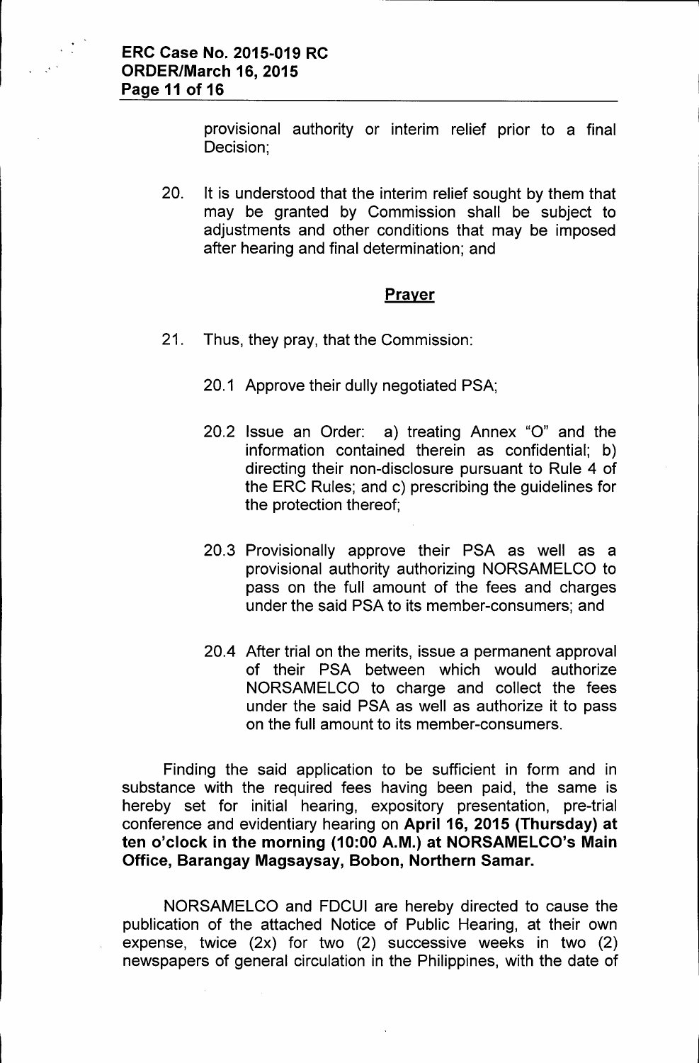provisional authority or interim relief prior to a final Decision;

20. It is understood that the interim relief sought by them that may be granted by Commission shall be subject to adjustments and other conditions that may be imposed after hearing and final determination; and

## Prayer

21. Thus, they pray, that the Commission:

    20.1 Approve their dully negotiated PSA;

    20.2 Issue an Order: a) treating Annex "O" and the information contained therein as confidential; b) directing their non-disclosure pursuant to Rule 4 of the ERC Rules; and c) prescribing the guidelines for the protection thereof;

    20.3 Provisionally approve their PSA as well as a provisional authority authorizing NORSAMELCO to pass on the full amount of the fees and charges under the said PSA to its member-consumers; and

    20.4 After trial on the merits, issue a permanent approval of their PSA between which would authorize NORSAMELCO to charge and collect the fees under the said PSA as well as authorize it to pass on the full amount to its member-consumers.

Finding the said application to be sufficient in form and in substance with the required fees having been paid, the same is hereby set for initial hearing, expository presentation, pre-trial conference and evidentiary hearing on **April 16, 2015 (Thursday) at ten o'clock in the morning (10:00 A.M.) at NORSAMELCO's Main Office, Barangay Magsaysay, Bobon, Northern Samar.**

NORSAMELCO and FDCUI are hereby directed to cause the publication of the attached Notice of Public Hearing, at their own expense, twice (2x) for two (2) successive weeks in two (2) newspapers of general circulation in the Philippines, with the date of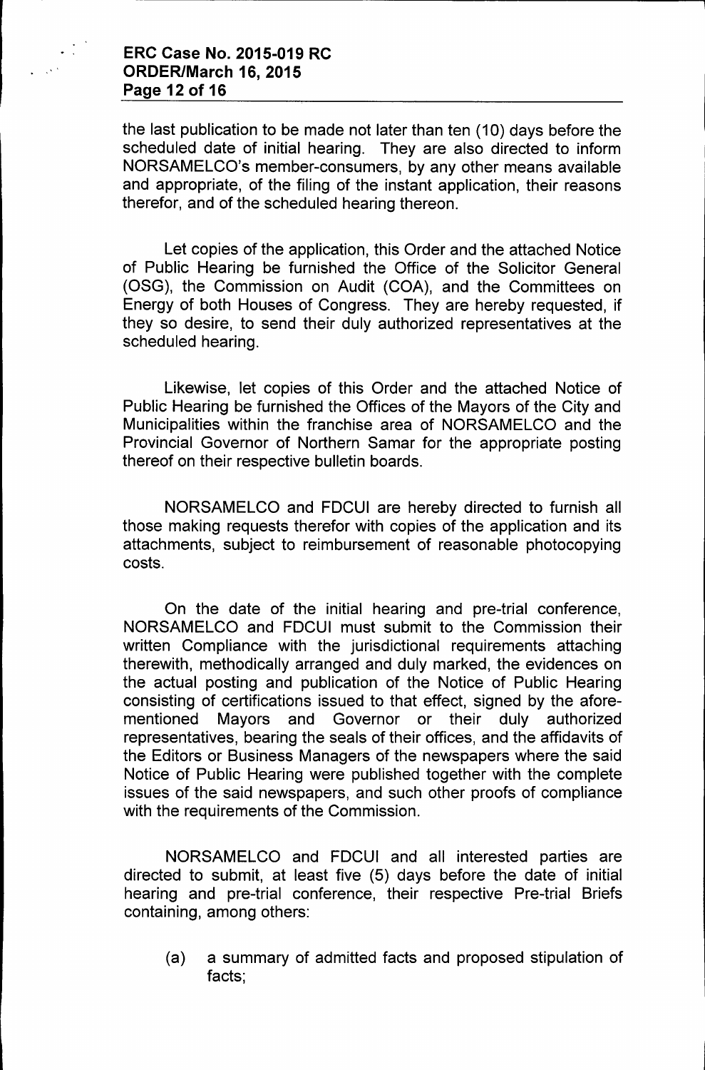the last publication to be made not later than ten (10) days before the scheduled date of initial hearing. They are also directed to inform NORSAMELCO's member-consumers, by any other means available and appropriate, of the filing of the instant application, their reasons therefor, and of the scheduled hearing thereon.

Let copies of the application, this Order and the attached Notice of Public Hearing be furnished the Office of the Solicitor General (OSG), the Commission on Audit (COA), and the Committees on Energy of both Houses of Congress. They are hereby requested, if they so desire, to send their duly authorized representatives at the scheduled hearing.

Likewise, let copies of this Order and the attached Notice of Public Hearing be furnished the Offices of the Mayors of the City and Municipalities within the franchise area of NORSAMELCO and the Provincial Governor of Northern Samar for the appropriate posting thereof on their respective bulletin boards.

NORSAMELCO and FDCUI are hereby directed to furnish all those making requests therefor with copies of the application and its attachments, subject to reimbursement of reasonable photocopying costs.

On the date of the initial hearing and pre-trial conference, NORSAMELCO and FDCUI must submit to the Commission their written Compliance with the jurisdictional requirements attaching therewith, methodically arranged and duly marked, the evidences on the actual posting and publication of the Notice of Public Hearing consisting of certifications issued to that effect, signed by the afore-mentioned Mayors and Governor or their duly authorized representatives, bearing the seals of their offices, and the affidavits of the Editors or Business Managers of the newspapers where the said Notice of Public Hearing were published together with the complete issues of the said newspapers, and such other proofs of compliance with the requirements of the Commission.

NORSAMELCO and FDCUI and all interested parties are directed to submit, at least five (5) days before the date of initial hearing and pre-trial conference, their respective Pre-trial Briefs containing, among others:

(a) a summary of admitted facts and proposed stipulation of facts;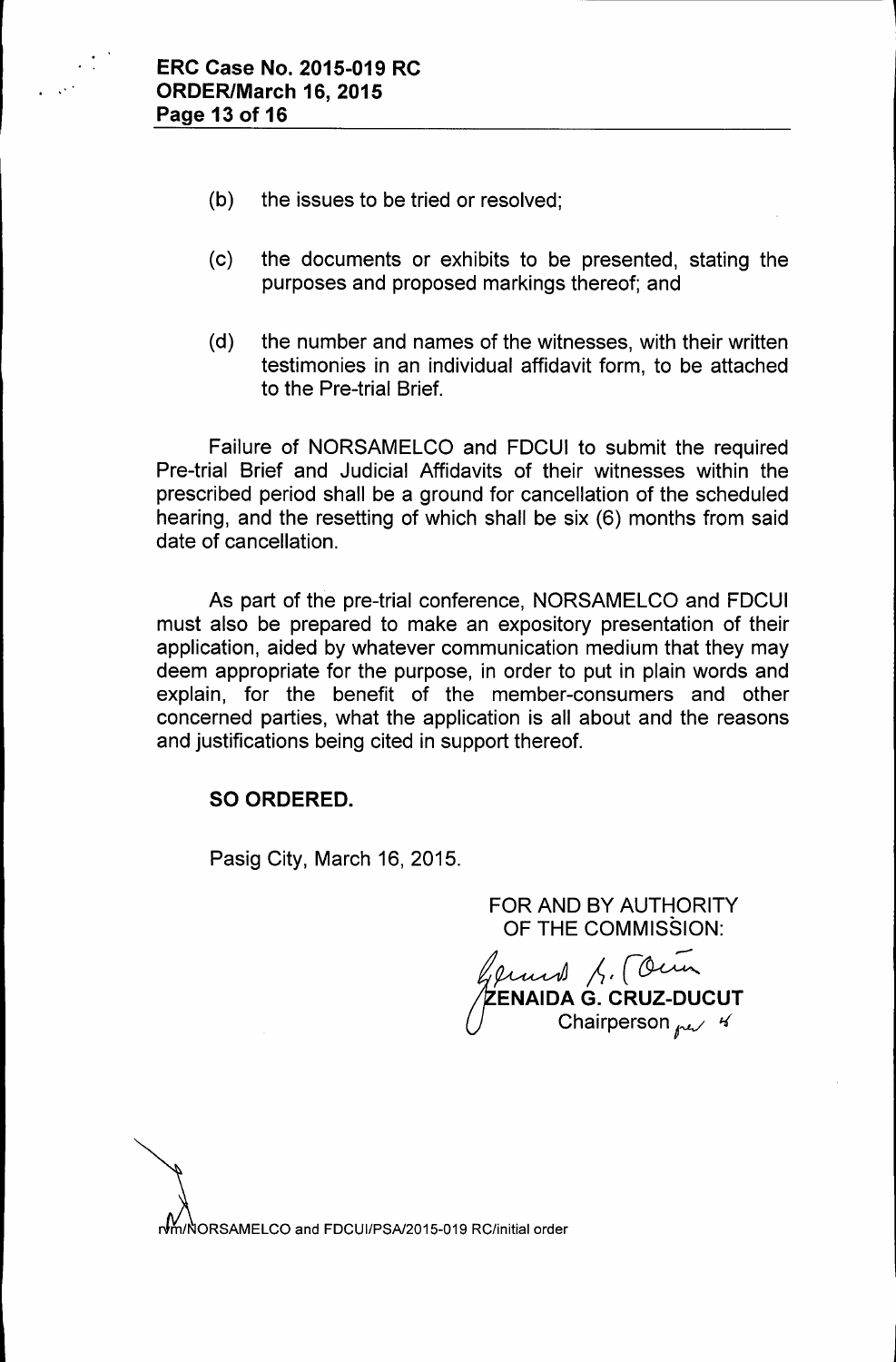(b) the issues to be tried or resolved;

(c) the documents or exhibits to be presented, stating the purposes and proposed markings thereof; and

(d) the number and names of the witnesses, with their written testimonies in an individual affidavit form, to be attached to the Pre-trial Brief.

Failure of NORSAMELCO and FDCUI to submit the required Pre-trial Brief and Judicial Affidavits of their witnesses within the prescribed period shall be a ground for cancellation of the scheduled hearing, and the resetting of which shall be six (6) months from said date of cancellation.

As part of the pre-trial conference, NORSAMELCO and FDCUI must also be prepared to make an expository presentation of their application, aided by whatever communication medium that they may deem appropriate for the purpose, in order to put in plain words and explain, for the benefit of the member-consumers and other concerned parties, what the application is all about and the reasons and justifications being cited in support thereof.

**SO ORDERED.**

Pasig City, March 16, 2015.

FOR AND BY AUTHORITY
OF THE COMMISSION:

**ZENAIDA G. CRUZ-DUCUT**
Chairperson

nm/NORSAMELCO and FDCUI/PSA/2015-019 RC/initial order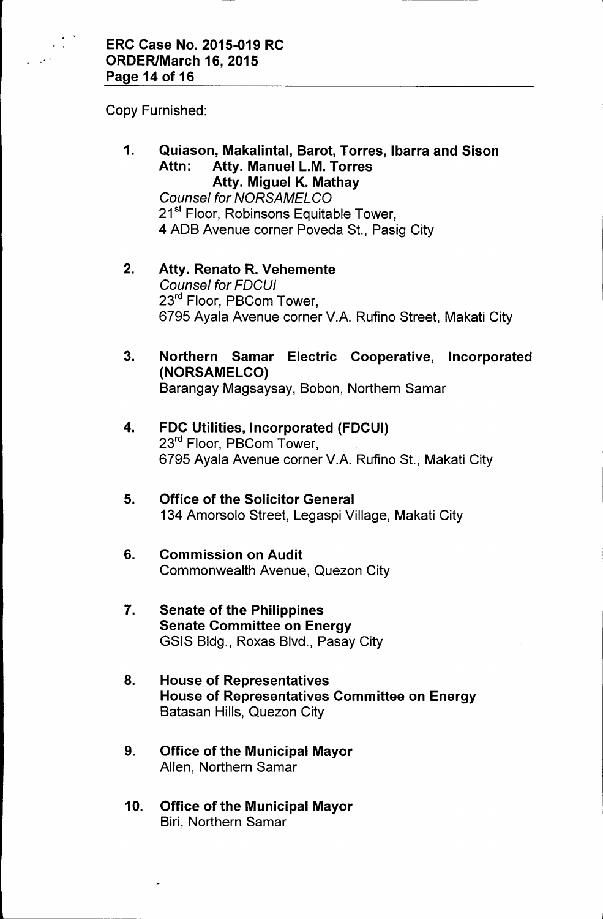Copy Furnished:

1. **Quiason, Makalintal, Barot, Torres, Ibarra and Sison**
   **Attn: Atty. Manuel L.M. Torres**
   **Atty. Miguel K. Mathay**
   *Counsel for NORSAMELCO*
   21st Floor, Robinsons Equitable Tower,
   4 ADB Avenue corner Poveda St., Pasig City

2. **Atty. Renato R. Vehemente**
   *Counsel for FDCUI*
   23rd Floor, PBCom Tower,
   6795 Ayala Avenue corner V.A. Rufino Street, Makati City

3. **Northern Samar Electric Cooperative, Incorporated (NORSAMELCO)**
   Barangay Magsaysay, Bobon, Northern Samar

4. **FDC Utilities, Incorporated (FDCUI)**
   23rd Floor, PBCom Tower,
   6795 Ayala Avenue corner V.A. Rufino St., Makati City

5. **Office of the Solicitor General**
   134 Amorsolo Street, Legaspi Village, Makati City

6. **Commission on Audit**
   Commonwealth Avenue, Quezon City

7. **Senate of the Philippines**
   **Senate Committee on Energy**
   GSIS Bldg., Roxas Blvd., Pasay City

8. **House of Representatives**
   **House of Representatives Committee on Energy**
   Batasan Hills, Quezon City

9. **Office of the Municipal Mayor**
   Allen, Northern Samar

10. **Office of the Municipal Mayor**
    Biri, Northern Samar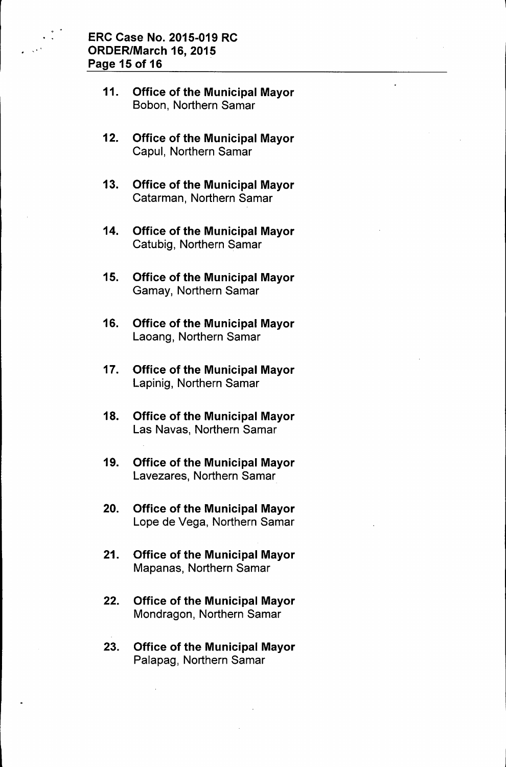11. **Office of the Municipal Mayor**
    Bobon, Northern Samar

12. **Office of the Municipal Mayor**
    Capul, Northern Samar

13. **Office of the Municipal Mayor**
    Catarman, Northern Samar

14. **Office of the Municipal Mayor**
    Catubig, Northern Samar

15. **Office of the Municipal Mayor**
    Gamay, Northern Samar

16. **Office of the Municipal Mayor**
    Laoang, Northern Samar

17. **Office of the Municipal Mayor**
    Lapinig, Northern Samar

18. **Office of the Municipal Mayor**
    Las Navas, Northern Samar

19. **Office of the Municipal Mayor**
    Lavezares, Northern Samar

20. **Office of the Municipal Mayor**
    Lope de Vega, Northern Samar

21. **Office of the Municipal Mayor**
    Mapanas, Northern Samar

22. **Office of the Municipal Mayor**
    Mondragon, Northern Samar

23. **Office of the Municipal Mayor**
    Palapag, Northern Samar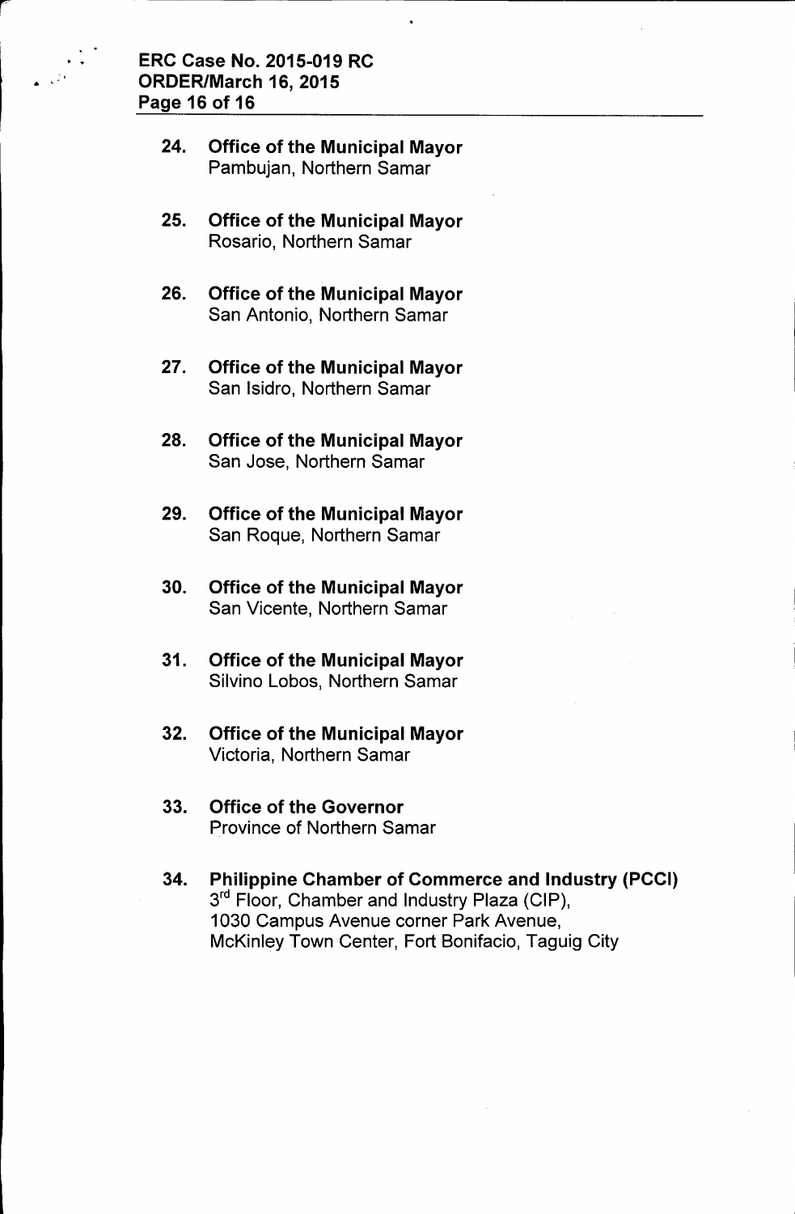24. **Office of the Municipal Mayor**
    Pambujan, Northern Samar

25. **Office of the Municipal Mayor**
    Rosario, Northern Samar

26. **Office of the Municipal Mayor**
    San Antonio, Northern Samar

27. **Office of the Municipal Mayor**
    San Isidro, Northern Samar

28. **Office of the Municipal Mayor**
    San Jose, Northern Samar

29. **Office of the Municipal Mayor**
    San Roque, Northern Samar

30. **Office of the Municipal Mayor**
    San Vicente, Northern Samar

31. **Office of the Municipal Mayor**
    Silvino Lobos, Northern Samar

32. **Office of the Municipal Mayor**
    Victoria, Northern Samar

33. **Office of the Governor**
    Province of Northern Samar

34. **Philippine Chamber of Commerce and Industry (PCCI)**
    3rd Floor, Chamber and Industry Plaza (CIP),
    1030 Campus Avenue corner Park Avenue,
    McKinley Town Center, Fort Bonifacio, Taguig City